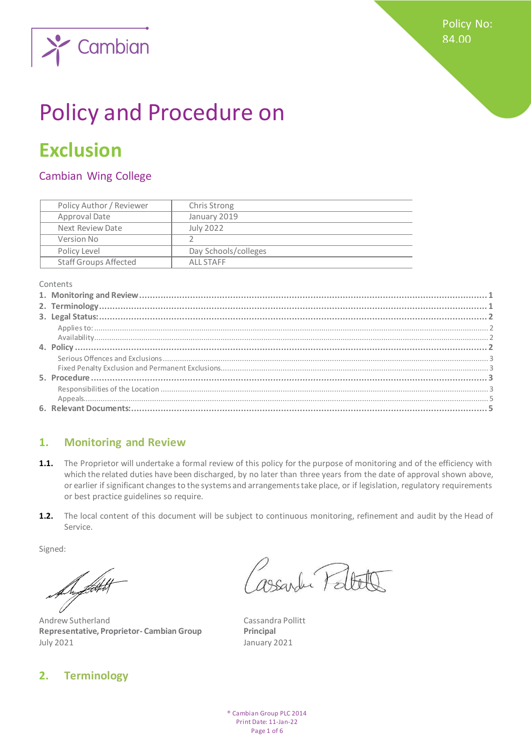Policy No: 84.00

# Policy and Procedure on

# Exclusion

## Cambian Wing College

| Policy Author / Reviewer | Chris Strong |
|---|---|
| Approval Date | January 2019 |
| Next Review Date | July 2022 |
| Version No | 2 |
| Policy Level | Day Schools/colleges |
| Staff Groups Affected | ALL STAFF |

Contents

1. **Monitoring and Review** ....... 1
2. **Terminology** ....... 1
3. **Legal Status:** ....... 2
   - Applies to: ....... 2
   - Availability ....... 2
4. **Policy** ....... 2
   - Serious Offences and Exclusions ....... 3
   - Fixed Penalty Exclusion and Permanent Exclusions ....... 3
5. **Procedure** ....... 3
   - Responsibilities of the Location ....... 3
   - Appeals ....... 5
6. **Relevant Documents:** ....... 5

## 1. Monitoring and Review

**1.1.** The Proprietor will undertake a formal review of this policy for the purpose of monitoring and of the efficiency with which the related duties have been discharged, by no later than three years from the date of approval shown above, or earlier if significant changes to the systems and arrangements take place, or if legislation, regulatory requirements or best practice guidelines so require.

**1.2.** The local content of this document will be subject to continuous monitoring, refinement and audit by the Head of Service.

Signed:

Andrew Sutherland
**Representative, Proprietor- Cambian Group**
July 2021

Cassandra Pollitt
**Principal**
January 2021

## 2. Terminology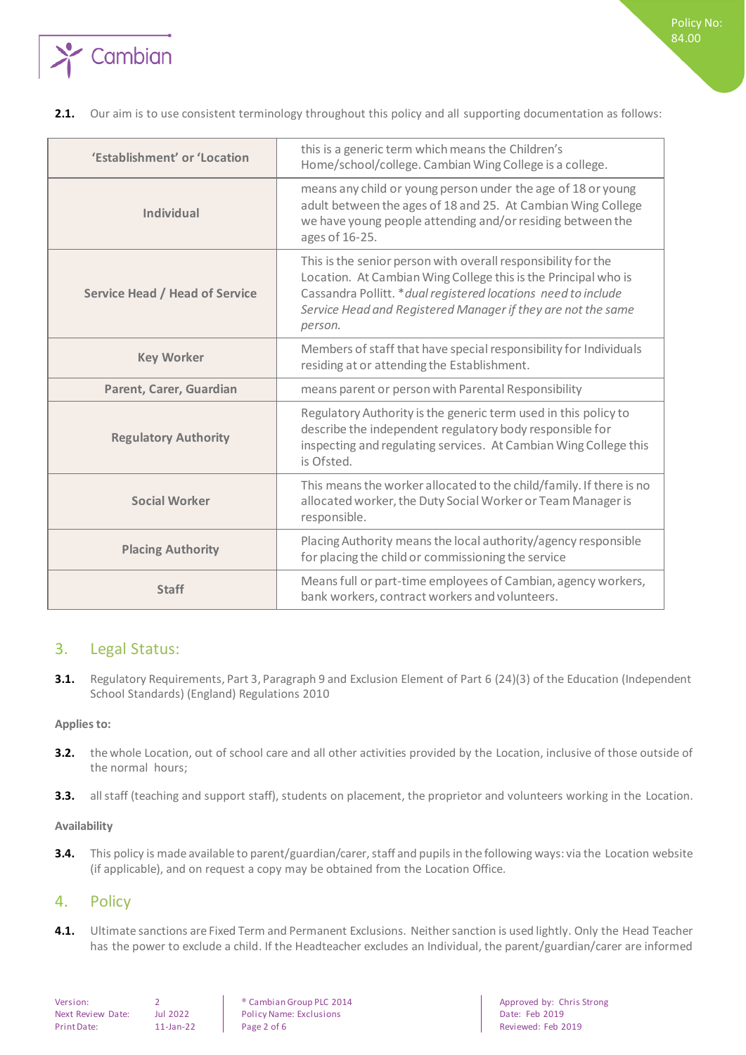**2.1.** Our aim is to use consistent terminology throughout this policy and all supporting documentation as follows:

| 'Establishment' or 'Location | this is a generic term which means the Children's Home/school/college. Cambian Wing College is a college. |
|---|---|
| **Individual** | means any child or young person under the age of 18 or young adult between the ages of 18 and 25. At Cambian Wing College we have young people attending and/or residing between the ages of 16-25. |
| **Service Head / Head of Service** | This is the senior person with overall responsibility for the Location. At Cambian Wing College this is the Principal who is Cassandra Pollitt. **dual registered locations need to include Service Head and Registered Manager if they are not the same person.* |
| **Key Worker** | Members of staff that have special responsibility for Individuals residing at or attending the Establishment. |
| **Parent, Carer, Guardian** | means parent or person with Parental Responsibility |
| **Regulatory Authority** | Regulatory Authority is the generic term used in this policy to describe the independent regulatory body responsible for inspecting and regulating services. At Cambian Wing College this is Ofsted. |
| **Social Worker** | This means the worker allocated to the child/family. If there is no allocated worker, the Duty Social Worker or Team Manager is responsible. |
| **Placing Authority** | Placing Authority means the local authority/agency responsible for placing the child or commissioning the service |
| **Staff** | Means full or part-time employees of Cambian, agency workers, bank workers, contract workers and volunteers. |

## 3. Legal Status:

**3.1.** Regulatory Requirements, Part 3, Paragraph 9 and Exclusion Element of Part 6 (24)(3) of the Education (Independent School Standards) (England) Regulations 2010

**Applies to:**

**3.2.** the whole Location, out of school care and all other activities provided by the Location, inclusive of those outside of the normal hours;

**3.3.** all staff (teaching and support staff), students on placement, the proprietor and volunteers working in the Location.

**Availability**

**3.4.** This policy is made available to parent/guardian/carer, staff and pupils in the following ways: via the Location website (if applicable), and on request a copy may be obtained from the Location Office.

## 4. Policy

**4.1.** Ultimate sanctions are Fixed Term and Permanent Exclusions. Neither sanction is used lightly. Only the Head Teacher has the power to exclude a child. If the Headteacher excludes an Individual, the parent/guardian/carer are informed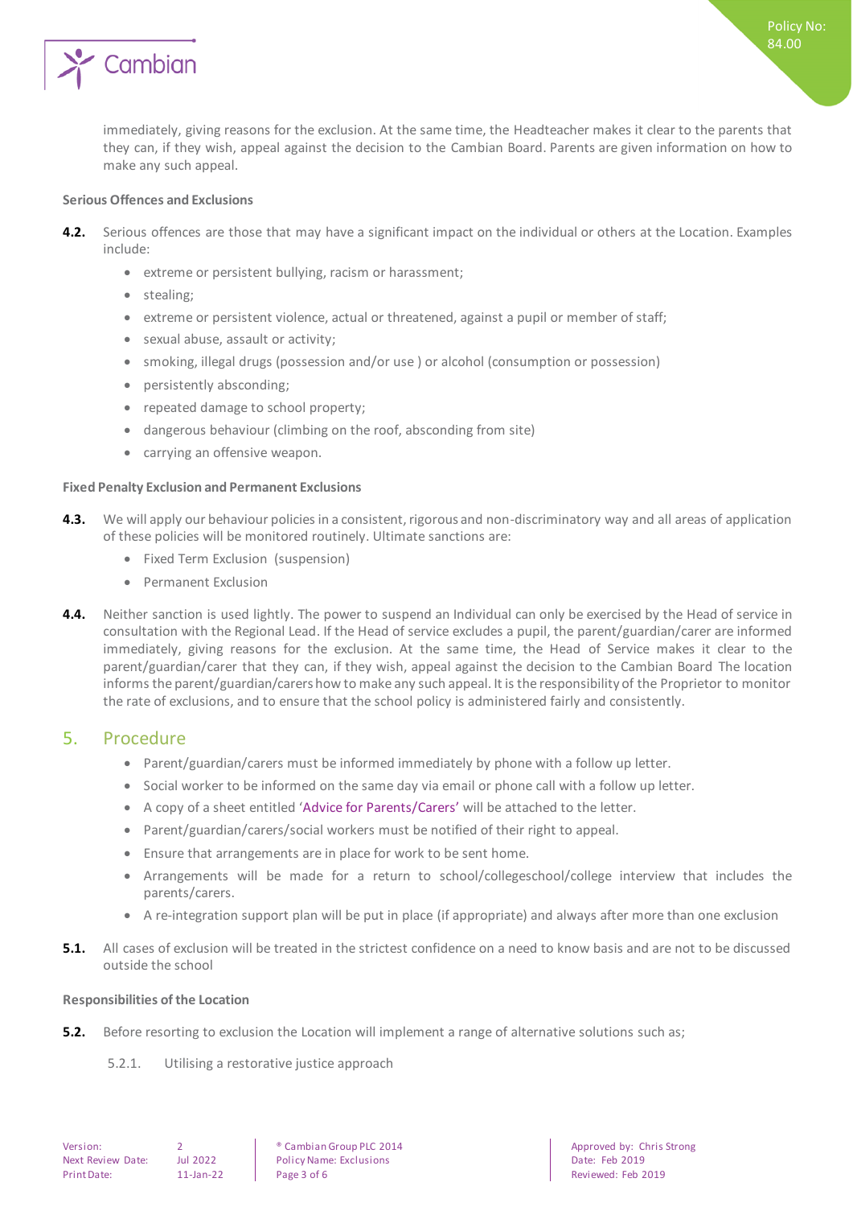immediately, giving reasons for the exclusion. At the same time, the Headteacher makes it clear to the parents that they can, if they wish, appeal against the decision to the Cambian Board. Parents are given information on how to make any such appeal.

#### Serious Offences and Exclusions

**4.2.** Serious offences are those that may have a significant impact on the individual or others at the Location. Examples include:

- extreme or persistent bullying, racism or harassment;
- stealing;
- extreme or persistent violence, actual or threatened, against a pupil or member of staff;
- sexual abuse, assault or activity;
- smoking, illegal drugs (possession and/or use ) or alcohol (consumption or possession)
- persistently absconding;
- repeated damage to school property;
- dangerous behaviour (climbing on the roof, absconding from site)
- carrying an offensive weapon.

#### Fixed Penalty Exclusion and Permanent Exclusions

**4.3.** We will apply our behaviour policies in a consistent, rigorous and non-discriminatory way and all areas of application of these policies will be monitored routinely. Ultimate sanctions are:

- Fixed Term Exclusion (suspension)
- Permanent Exclusion

**4.4.** Neither sanction is used lightly. The power to suspend an Individual can only be exercised by the Head of service in consultation with the Regional Lead. If the Head of service excludes a pupil, the parent/guardian/carer are informed immediately, giving reasons for the exclusion. At the same time, the Head of Service makes it clear to the parent/guardian/carer that they can, if they wish, appeal against the decision to the Cambian Board The location informs the parent/guardian/carers how to make any such appeal. It is the responsibility of the Proprietor to monitor the rate of exclusions, and to ensure that the school policy is administered fairly and consistently.

## 5. Procedure

- Parent/guardian/carers must be informed immediately by phone with a follow up letter.
- Social worker to be informed on the same day via email or phone call with a follow up letter.
- A copy of a sheet entitled 'Advice for Parents/Carers' will be attached to the letter.
- Parent/guardian/carers/social workers must be notified of their right to appeal.
- Ensure that arrangements are in place for work to be sent home.
- Arrangements will be made for a return to school/collegeschool/college interview that includes the parents/carers.
- A re-integration support plan will be put in place (if appropriate) and always after more than one exclusion

**5.1.** All cases of exclusion will be treated in the strictest confidence on a need to know basis and are not to be discussed outside the school

#### Responsibilities of the Location

**5.2.** Before resorting to exclusion the Location will implement a range of alternative solutions such as;

5.2.1. Utilising a restorative justice approach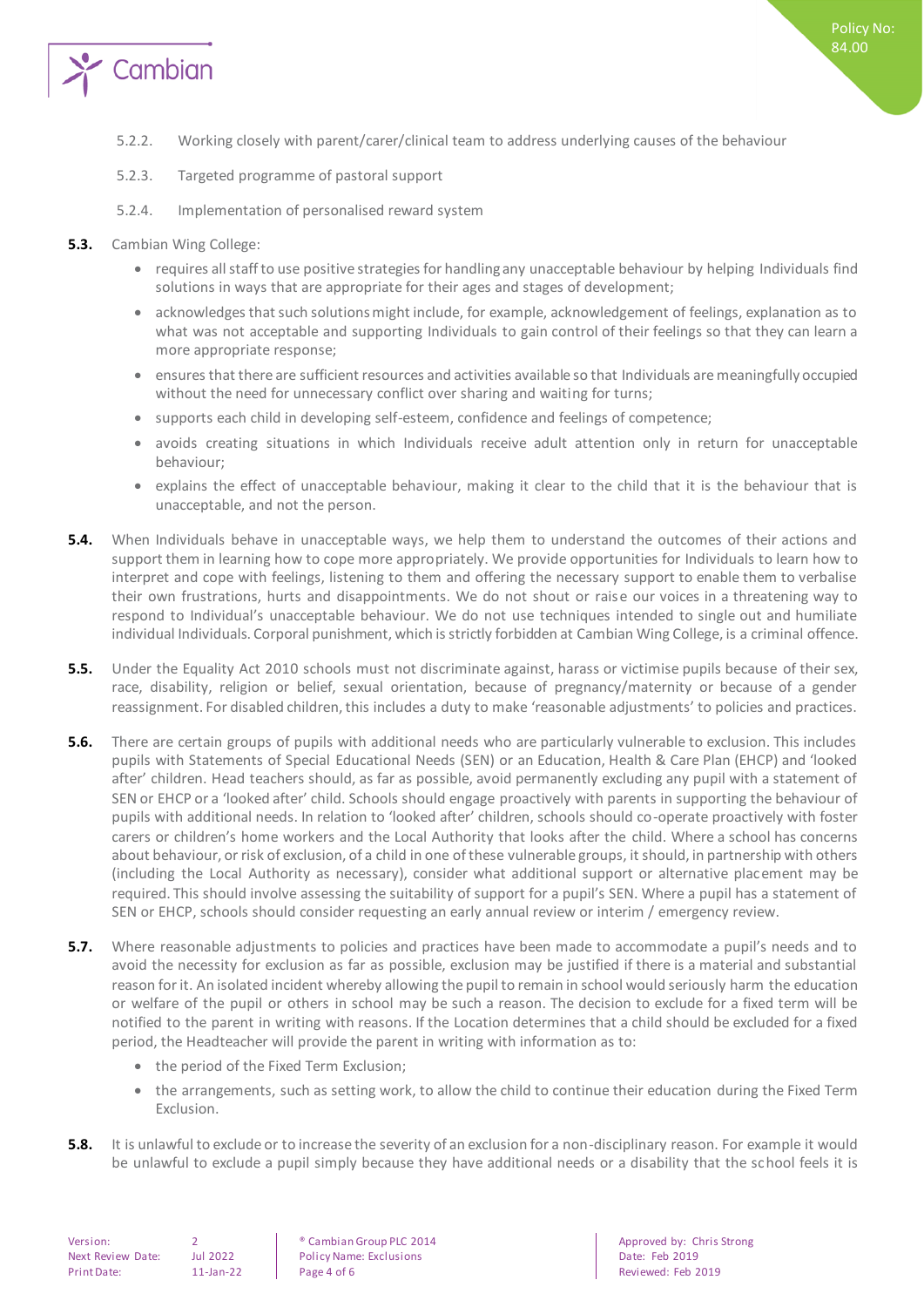5.2.2. Working closely with parent/carer/clinical team to address underlying causes of the behaviour

5.2.3. Targeted programme of pastoral support

5.2.4. Implementation of personalised reward system

**5.3.** Cambian Wing College:

- requires all staff to use positive strategies for handling any unacceptable behaviour by helping Individuals find solutions in ways that are appropriate for their ages and stages of development;
- acknowledges that such solutions might include, for example, acknowledgement of feelings, explanation as to what was not acceptable and supporting Individuals to gain control of their feelings so that they can learn a more appropriate response;
- ensures that there are sufficient resources and activities available so that Individuals are meaningfully occupied without the need for unnecessary conflict over sharing and waiting for turns;
- supports each child in developing self-esteem, confidence and feelings of competence;
- avoids creating situations in which Individuals receive adult attention only in return for unacceptable behaviour;
- explains the effect of unacceptable behaviour, making it clear to the child that it is the behaviour that is unacceptable, and not the person.

**5.4.** When Individuals behave in unacceptable ways, we help them to understand the outcomes of their actions and support them in learning how to cope more appropriately. We provide opportunities for Individuals to learn how to interpret and cope with feelings, listening to them and offering the necessary support to enable them to verbalise their own frustrations, hurts and disappointments. We do not shout or raise our voices in a threatening way to respond to Individual's unacceptable behaviour. We do not use techniques intended to single out and humiliate individual Individuals. Corporal punishment, which is strictly forbidden at Cambian Wing College, is a criminal offence.

**5.5.** Under the Equality Act 2010 schools must not discriminate against, harass or victimise pupils because of their sex, race, disability, religion or belief, sexual orientation, because of pregnancy/maternity or because of a gender reassignment. For disabled children, this includes a duty to make 'reasonable adjustments' to policies and practices.

**5.6.** There are certain groups of pupils with additional needs who are particularly vulnerable to exclusion. This includes pupils with Statements of Special Educational Needs (SEN) or an Education, Health & Care Plan (EHCP) and 'looked after' children. Head teachers should, as far as possible, avoid permanently excluding any pupil with a statement of SEN or EHCP or a 'looked after' child. Schools should engage proactively with parents in supporting the behaviour of pupils with additional needs. In relation to 'looked after' children, schools should co-operate proactively with foster carers or children's home workers and the Local Authority that looks after the child. Where a school has concerns about behaviour, or risk of exclusion, of a child in one of these vulnerable groups, it should, in partnership with others (including the Local Authority as necessary), consider what additional support or alternative placement may be required. This should involve assessing the suitability of support for a pupil's SEN. Where a pupil has a statement of SEN or EHCP, schools should consider requesting an early annual review or interim / emergency review.

**5.7.** Where reasonable adjustments to policies and practices have been made to accommodate a pupil's needs and to avoid the necessity for exclusion as far as possible, exclusion may be justified if there is a material and substantial reason for it. An isolated incident whereby allowing the pupil to remain in school would seriously harm the education or welfare of the pupil or others in school may be such a reason. The decision to exclude for a fixed term will be notified to the parent in writing with reasons. If the Location determines that a child should be excluded for a fixed period, the Headteacher will provide the parent in writing with information as to:

- the period of the Fixed Term Exclusion;
- the arrangements, such as setting work, to allow the child to continue their education during the Fixed Term Exclusion.

**5.8.** It is unlawful to exclude or to increase the severity of an exclusion for a non-disciplinary reason. For example it would be unlawful to exclude a pupil simply because they have additional needs or a disability that the school feels it is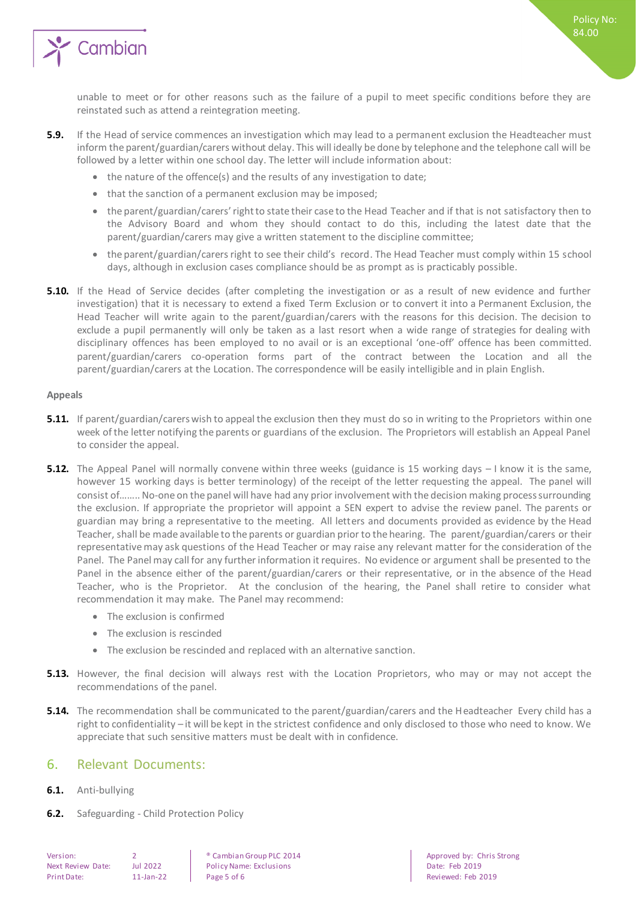unable to meet or for other reasons such as the failure of a pupil to meet specific conditions before they are reinstated such as attend a reintegration meeting.

**5.9.** If the Head of service commences an investigation which may lead to a permanent exclusion the Headteacher must inform the parent/guardian/carers without delay. This will ideally be done by telephone and the telephone call will be followed by a letter within one school day. The letter will include information about:

- the nature of the offence(s) and the results of any investigation to date;
- that the sanction of a permanent exclusion may be imposed;
- the parent/guardian/carers' right to state their case to the Head Teacher and if that is not satisfactory then to the Advisory Board and whom they should contact to do this, including the latest date that the parent/guardian/carers may give a written statement to the discipline committee;
- the parent/guardian/carers right to see their child's record. The Head Teacher must comply within 15 school days, although in exclusion cases compliance should be as prompt as is practicably possible.

**5.10.** If the Head of Service decides (after completing the investigation or as a result of new evidence and further investigation) that it is necessary to extend a fixed Term Exclusion or to convert it into a Permanent Exclusion, the Head Teacher will write again to the parent/guardian/carers with the reasons for this decision. The decision to exclude a pupil permanently will only be taken as a last resort when a wide range of strategies for dealing with disciplinary offences has been employed to no avail or is an exceptional 'one-off' offence has been committed. parent/guardian/carers co-operation forms part of the contract between the Location and all the parent/guardian/carers at the Location. The correspondence will be easily intelligible and in plain English.

**Appeals**

**5.11.** If parent/guardian/carers wish to appeal the exclusion then they must do so in writing to the Proprietors within one week of the letter notifying the parents or guardians of the exclusion. The Proprietors will establish an Appeal Panel to consider the appeal.

**5.12.** The Appeal Panel will normally convene within three weeks (guidance is 15 working days – I know it is the same, however 15 working days is better terminology) of the receipt of the letter requesting the appeal. The panel will consist of…….. No-one on the panel will have had any prior involvement with the decision making process surrounding the exclusion. If appropriate the proprietor will appoint a SEN expert to advise the review panel. The parents or guardian may bring a representative to the meeting. All letters and documents provided as evidence by the Head Teacher, shall be made available to the parents or guardian prior to the hearing. The parent/guardian/carers or their representative may ask questions of the Head Teacher or may raise any relevant matter for the consideration of the Panel. The Panel may call for any further information it requires. No evidence or argument shall be presented to the Panel in the absence either of the parent/guardian/carers or their representative, or in the absence of the Head Teacher, who is the Proprietor. At the conclusion of the hearing, the Panel shall retire to consider what recommendation it may make. The Panel may recommend:

- The exclusion is confirmed
- The exclusion is rescinded
- The exclusion be rescinded and replaced with an alternative sanction.

**5.13.** However, the final decision will always rest with the Location Proprietors, who may or may not accept the recommendations of the panel.

**5.14.** The recommendation shall be communicated to the parent/guardian/carers and the Headteacher Every child has a right to confidentiality – it will be kept in the strictest confidence and only disclosed to those who need to know. We appreciate that such sensitive matters must be dealt with in confidence.

## 6. Relevant Documents:

**6.1.** Anti-bullying

**6.2.** Safeguarding - Child Protection Policy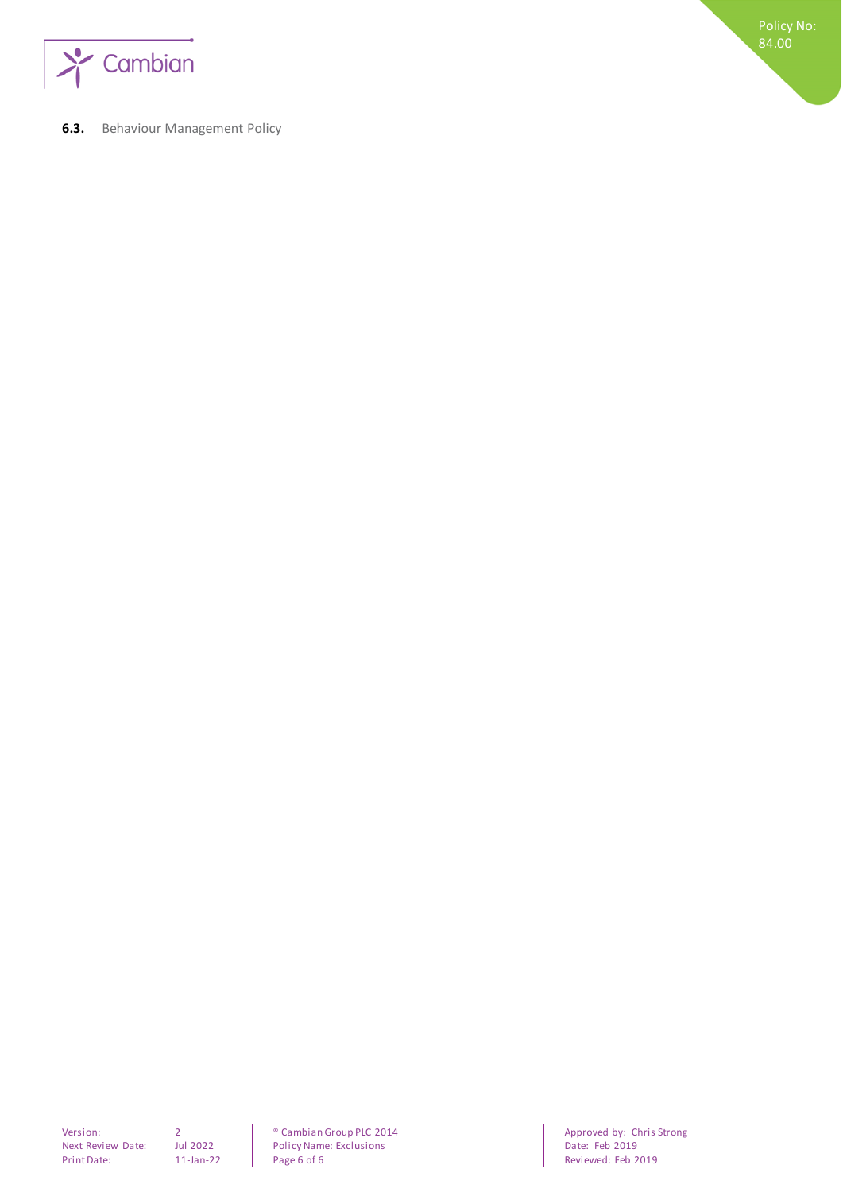**6.3.** Behaviour Management Policy